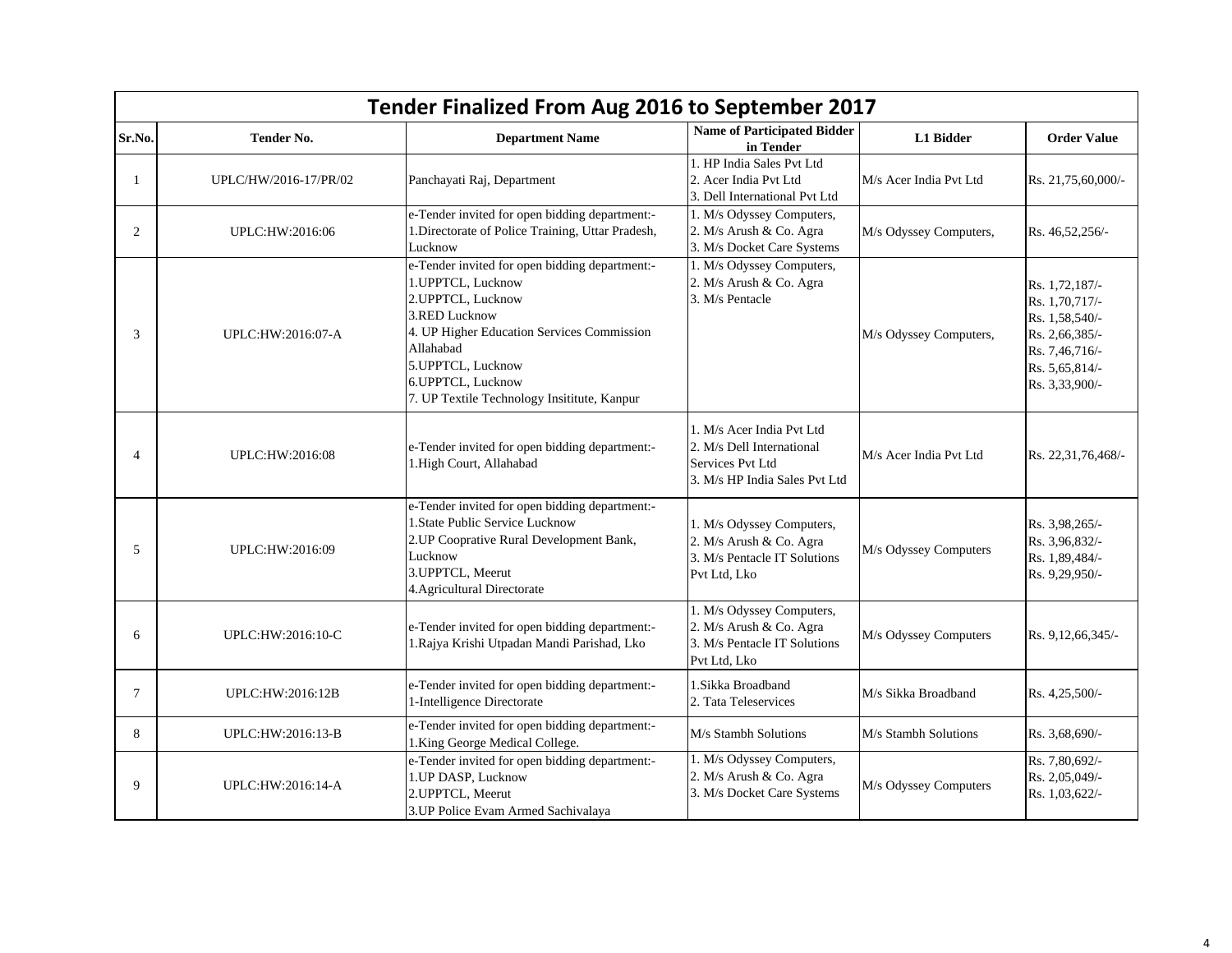# Tender Finalized From Aug 2016 to September 2017

| Sr.No. | Tender No. | Department Name | Name of Participated Bidder in Tender | L1 Bidder | Order Value |
|---|---|---|---|---|---|
| 1 | UPLC/HW/2016-17/PR/02 | Panchayati Raj, Department | 1. HP India Sales Pvt Ltd<br>2. Acer India Pvt Ltd<br>3. Dell International Pvt Ltd | M/s Acer India Pvt Ltd | Rs. 21,75,60,000/- |
| 2 | UPLC:HW:2016:06 | e-Tender invited for open bidding department:-<br>1.Directorate of Police Training, Uttar Pradesh, Lucknow | 1. M/s Odyssey Computers,<br>2. M/s Arush & Co. Agra<br>3. M/s Docket Care Systems | M/s Odyssey Computers, | Rs. 46,52,256/- |
| 3 | UPLC:HW:2016:07-A | e-Tender invited for open bidding department:-<br>1.UPPTCL, Lucknow<br>2.UPPTCL, Lucknow<br>3.RED Lucknow<br>4. UP Higher Education Services Commission Allahabad<br>5.UPPTCL, Lucknow<br>6.UPPTCL, Lucknow<br>7. UP Textile Technology Insititute, Kanpur | 1. M/s Odyssey Computers,<br>2. M/s Arush & Co. Agra<br>3. M/s Pentacle | M/s Odyssey Computers, | Rs. 1,72,187/-<br>Rs. 1,70,717/-<br>Rs. 1,58,540/-<br>Rs. 2,66,385/-<br>Rs. 7,46,716/-<br>Rs. 5,65,814/-<br>Rs. 3,33,900/- |
| 4 | UPLC:HW:2016:08 | e-Tender invited for open bidding department:-<br>1.High Court, Allahabad | 1. M/s Acer India Pvt Ltd<br>2. M/s Dell International Services Pvt Ltd<br>3. M/s HP India Sales Pvt Ltd | M/s Acer India Pvt Ltd | Rs. 22,31,76,468/- |
| 5 | UPLC:HW:2016:09 | e-Tender invited for open bidding department:-<br>1.State Public Service Lucknow<br>2.UP Cooprative Rural Development Bank, Lucknow<br>3.UPPTCL, Meerut<br>4.Agricultural Directorate | 1. M/s Odyssey Computers,<br>2. M/s Arush & Co. Agra<br>3. M/s Pentacle IT Solutions Pvt Ltd, Lko | M/s Odyssey Computers | Rs. 3,98,265/-<br>Rs. 3,96,832/-<br>Rs. 1,89,484/-<br>Rs. 9,29,950/- |
| 6 | UPLC:HW:2016:10-C | e-Tender invited for open bidding department:-<br>1.Rajya Krishi Utpadan Mandi Parishad, Lko | 1. M/s Odyssey Computers,<br>2. M/s Arush & Co. Agra<br>3. M/s Pentacle IT Solutions Pvt Ltd, Lko | M/s Odyssey Computers | Rs. 9,12,66,345/- |
| 7 | UPLC:HW:2016:12B | e-Tender invited for open bidding department:-<br>1-Intelligence Directorate | 1.Sikka Broadband<br>2. Tata Teleservices | M/s Sikka Broadband | Rs. 4,25,500/- |
| 8 | UPLC:HW:2016:13-B | e-Tender invited for open bidding department:-<br>1.King George Medical College. | M/s Stambh Solutions | M/s Stambh Solutions | Rs. 3,68,690/- |
| 9 | UPLC:HW:2016:14-A | e-Tender invited for open bidding department:-<br>1.UP DASP, Lucknow<br>2.UPPTCL, Meerut<br>3.UP Police Evam Armed Sachivalaya | 1. M/s Odyssey Computers,<br>2. M/s Arush & Co. Agra<br>3. M/s Docket Care Systems | M/s Odyssey Computers | Rs. 7,80,692/-<br>Rs. 2,05,049/-<br>Rs. 1,03,622/- |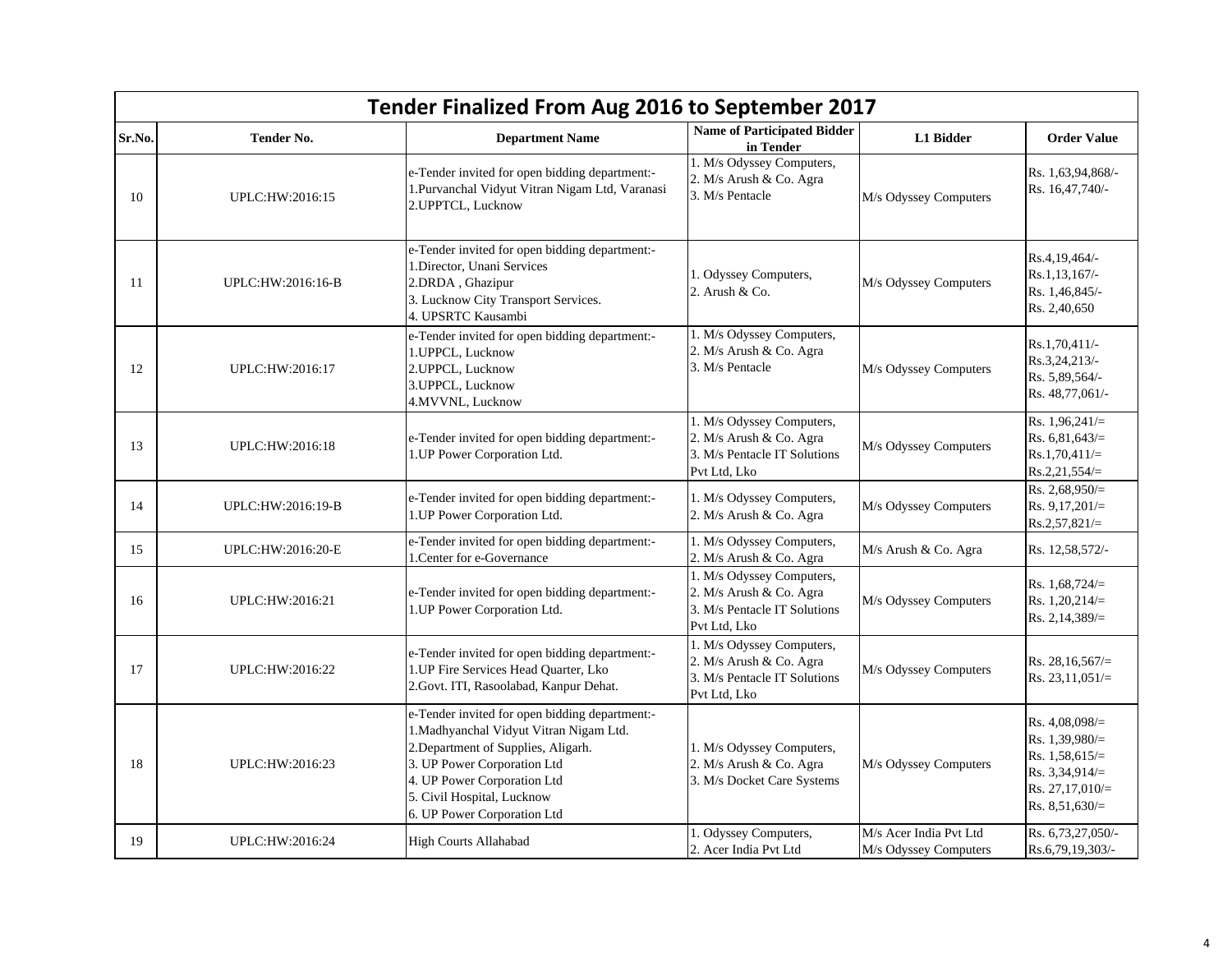| Tender Finalized From Aug 2016 to September 2017 | | | | | |
|---|---|---|---|---|---|
| **Sr.No.** | **Tender No.** | **Department Name** | **Name of Participated Bidder in Tender** | **L1 Bidder** | **Order Value** |
| 10 | UPLC:HW:2016:15 | e-Tender invited for open bidding department:-<br>1.Purvanchal Vidyut Vitran Nigam Ltd, Varanasi<br>2.UPPTCL, Lucknow | 1. M/s Odyssey Computers,<br>2. M/s Arush & Co. Agra<br>3. M/s Pentacle | M/s Odyssey Computers | Rs. 1,63,94,868/-<br>Rs. 16,47,740/- |
| 11 | UPLC:HW:2016:16-B | e-Tender invited for open bidding department:-<br>1.Director, Unani Services<br>2.DRDA , Ghazipur<br>3. Lucknow City Transport Services.<br>4. UPSRTC Kausambi | 1. Odyssey Computers,<br>2. Arush & Co. | M/s Odyssey Computers | Rs.4,19,464/-<br>Rs.1,13,167/-<br>Rs. 1,46,845/-<br>Rs. 2,40,650 |
| 12 | UPLC:HW:2016:17 | e-Tender invited for open bidding department:-<br>1.UPPCL, Lucknow<br>2.UPPCL, Lucknow<br>3.UPPCL, Lucknow<br>4.MVVNL, Lucknow | 1. M/s Odyssey Computers,<br>2. M/s Arush & Co. Agra<br>3. M/s Pentacle | M/s Odyssey Computers | Rs.1,70,411/-<br>Rs.3,24,213/-<br>Rs. 5,89,564/-<br>Rs. 48,77,061/- |
| 13 | UPLC:HW:2016:18 | e-Tender invited for open bidding department:-<br>1.UP Power Corporation Ltd. | 1. M/s Odyssey Computers,<br>2. M/s Arush & Co. Agra<br>3. M/s Pentacle IT Solutions Pvt Ltd, Lko | M/s Odyssey Computers | Rs. 1,96,241/=<br>Rs. 6,81,643/=<br>Rs.1,70,411/=<br>Rs.2,21,554/= |
| 14 | UPLC:HW:2016:19-B | e-Tender invited for open bidding department:-<br>1.UP Power Corporation Ltd. | 1. M/s Odyssey Computers,<br>2. M/s Arush & Co. Agra | M/s Odyssey Computers | Rs. 2,68,950/=<br>Rs. 9,17,201/=<br>Rs.2,57,821/= |
| 15 | UPLC:HW:2016:20-E | e-Tender invited for open bidding department:-<br>1.Center for e-Governance | 1. M/s Odyssey Computers,<br>2. M/s Arush & Co. Agra | M/s Arush & Co. Agra | Rs. 12,58,572/- |
| 16 | UPLC:HW:2016:21 | e-Tender invited for open bidding department:-<br>1.UP Power Corporation Ltd. | 1. M/s Odyssey Computers,<br>2. M/s Arush & Co. Agra<br>3. M/s Pentacle IT Solutions Pvt Ltd, Lko | M/s Odyssey Computers | Rs. 1,68,724/=<br>Rs. 1,20,214/=<br>Rs. 2,14,389/= |
| 17 | UPLC:HW:2016:22 | e-Tender invited for open bidding department:-<br>1.UP Fire Services Head Quarter, Lko<br>2.Govt. ITI, Rasoolabad, Kanpur Dehat. | 1. M/s Odyssey Computers,<br>2. M/s Arush & Co. Agra<br>3. M/s Pentacle IT Solutions Pvt Ltd, Lko | M/s Odyssey Computers | Rs. 28,16,567/=<br>Rs. 23,11,051/= |
| 18 | UPLC:HW:2016:23 | e-Tender invited for open bidding department:-<br>1.Madhyanchal Vidyut Vitran Nigam Ltd.<br>2.Department of Supplies, Aligarh.<br>3. UP Power Corporation Ltd<br>4. UP Power Corporation Ltd<br>5. Civil Hospital, Lucknow<br>6. UP Power Corporation Ltd | 1. M/s Odyssey Computers,<br>2. M/s Arush & Co. Agra<br>3. M/s Docket Care Systems | M/s Odyssey Computers | Rs. 4,08,098/=<br>Rs. 1,39,980/=<br>Rs. 1,58,615/=<br>Rs. 3,34,914/=<br>Rs. 27,17,010/=<br>Rs. 8,51,630/= |
| 19 | UPLC:HW:2016:24 | High Courts Allahabad | 1. Odyssey Computers,<br>2. Acer India Pvt Ltd | M/s Acer India Pvt Ltd<br>M/s Odyssey Computers | Rs. 6,73,27,050/-<br>Rs.6,79,19,303/- |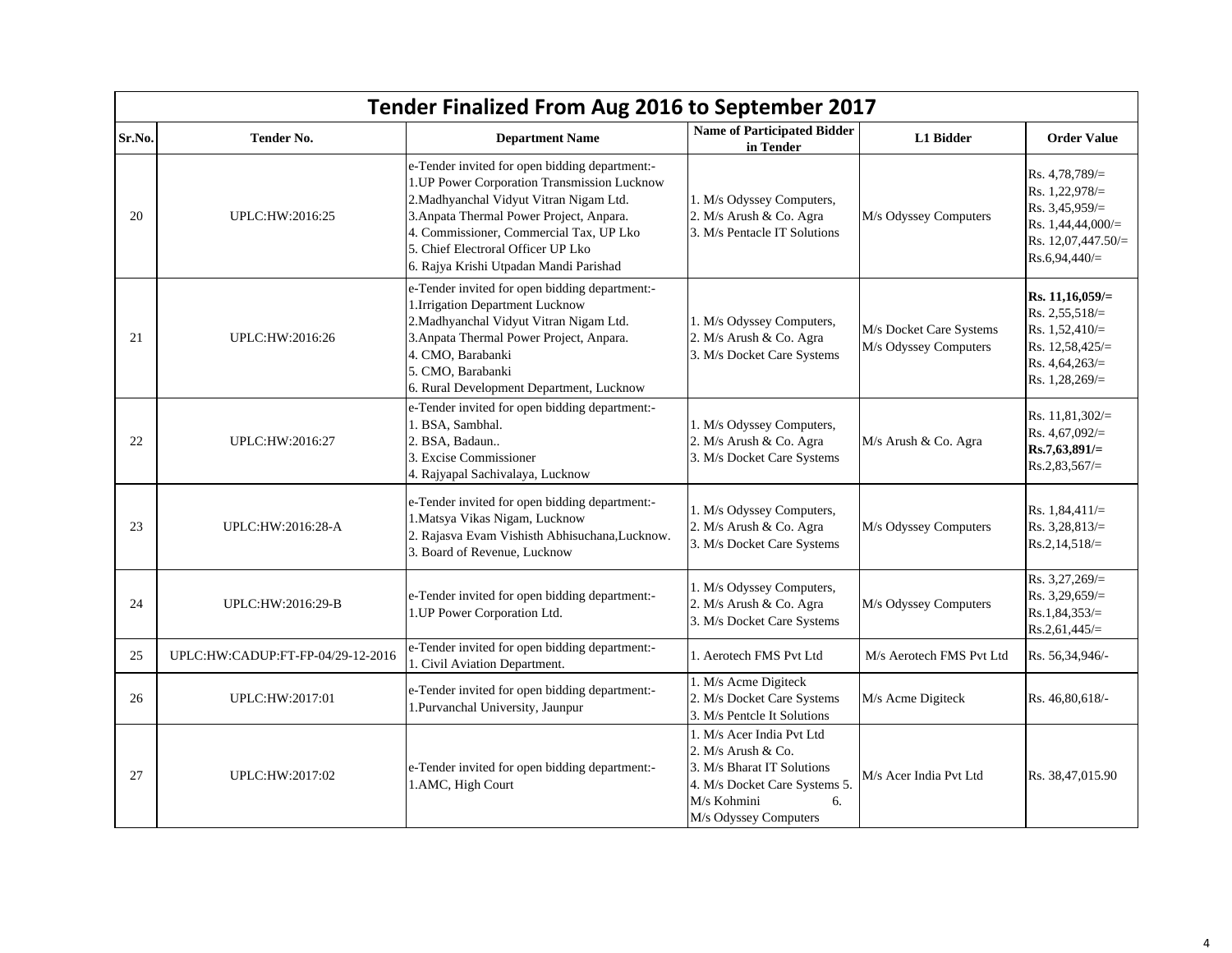| Tender Finalized From Aug 2016 to September 2017 | | | | | |
|---|---|---|---|---|---|
| **Sr.No.** | **Tender No.** | **Department Name** | **Name of Participated Bidder in Tender** | **L1 Bidder** | **Order Value** |
| 20 | UPLC:HW:2016:25 | e-Tender invited for open bidding department:-<br>1.UP Power Corporation Transmission Lucknow<br>2.Madhyanchal Vidyut Vitran Nigam Ltd.<br>3.Anpata Thermal Power Project, Anpara.<br>4. Commissioner, Commercial Tax, UP Lko<br>5. Chief Electroral Officer UP Lko<br>6. Rajya Krishi Utpadan Mandi Parishad | 1. M/s Odyssey Computers,<br>2. M/s Arush & Co. Agra<br>3. M/s Pentacle IT Solutions | M/s Odyssey Computers | Rs. 4,78,789/=<br>Rs. 1,22,978/=<br>Rs. 3,45,959/=<br>Rs. 1,44,44,000/=<br>Rs. 12,07,447.50/=<br>Rs.6,94,440/= |
| 21 | UPLC:HW:2016:26 | e-Tender invited for open bidding department:-<br>1.Irrigation Department Lucknow<br>2.Madhyanchal Vidyut Vitran Nigam Ltd.<br>3.Anpata Thermal Power Project, Anpara.<br>4. CMO, Barabanki<br>5. CMO, Barabanki<br>6. Rural Development Department, Lucknow | 1. M/s Odyssey Computers,<br>2. M/s Arush & Co. Agra<br>3. M/s Docket Care Systems | M/s Docket Care Systems<br>M/s Odyssey Computers | **Rs. 11,16,059/=**<br>Rs. 2,55,518/=<br>Rs. 1,52,410/=<br>Rs. 12,58,425/=<br>Rs. 4,64,263/=<br>Rs. 1,28,269/= |
| 22 | UPLC:HW:2016:27 | e-Tender invited for open bidding department:-<br>1. BSA, Sambhal.<br>2. BSA, Badaun..<br>3. Excise Commissioner<br>4. Rajyapal Sachivalaya, Lucknow | 1. M/s Odyssey Computers,<br>2. M/s Arush & Co. Agra<br>3. M/s Docket Care Systems | M/s Arush & Co. Agra | Rs. 11,81,302/=<br>Rs. 4,67,092/=<br>**Rs.7,63,891/=**<br>Rs.2,83,567/= |
| 23 | UPLC:HW:2016:28-A | e-Tender invited for open bidding department:-<br>1.Matsya Vikas Nigam, Lucknow<br>2. Rajasva Evam Vishisth Abhisuchana,Lucknow.<br>3. Board of Revenue, Lucknow | 1. M/s Odyssey Computers,<br>2. M/s Arush & Co. Agra<br>3. M/s Docket Care Systems | M/s Odyssey Computers | Rs. 1,84,411/=<br>Rs. 3,28,813/=<br>Rs.2,14,518/= |
| 24 | UPLC:HW:2016:29-B | e-Tender invited for open bidding department:-<br>1.UP Power Corporation Ltd. | 1. M/s Odyssey Computers,<br>2. M/s Arush & Co. Agra<br>3. M/s Docket Care Systems | M/s Odyssey Computers | Rs. 3,27,269/=<br>Rs. 3,29,659/=<br>Rs.1,84,353/=<br>Rs.2,61,445/= |
| 25 | UPLC:HW:CADUP:FT-FP-04/29-12-2016 | e-Tender invited for open bidding department:-<br>1. Civil Aviation Department. | 1. Aerotech FMS Pvt Ltd | M/s Aerotech FMS Pvt Ltd | Rs. 56,34,946/- |
| 26 | UPLC:HW:2017:01 | e-Tender invited for open bidding department:-<br>1.Purvanchal University, Jaunpur | 1. M/s Acme Digiteck<br>2. M/s Docket Care Systems<br>3. M/s Pentcle It Solutions | M/s Acme Digiteck | Rs. 46,80,618/- |
| 27 | UPLC:HW:2017:02 | e-Tender invited for open bidding department:-<br>1.AMC, High Court | 1. M/s Acer India Pvt Ltd<br>2. M/s Arush & Co.<br>3. M/s Bharat IT Solutions<br>4. M/s Docket Care Systems 5. M/s Kohmini 6. M/s Odyssey Computers | M/s Acer India Pvt Ltd | Rs. 38,47,015.90 |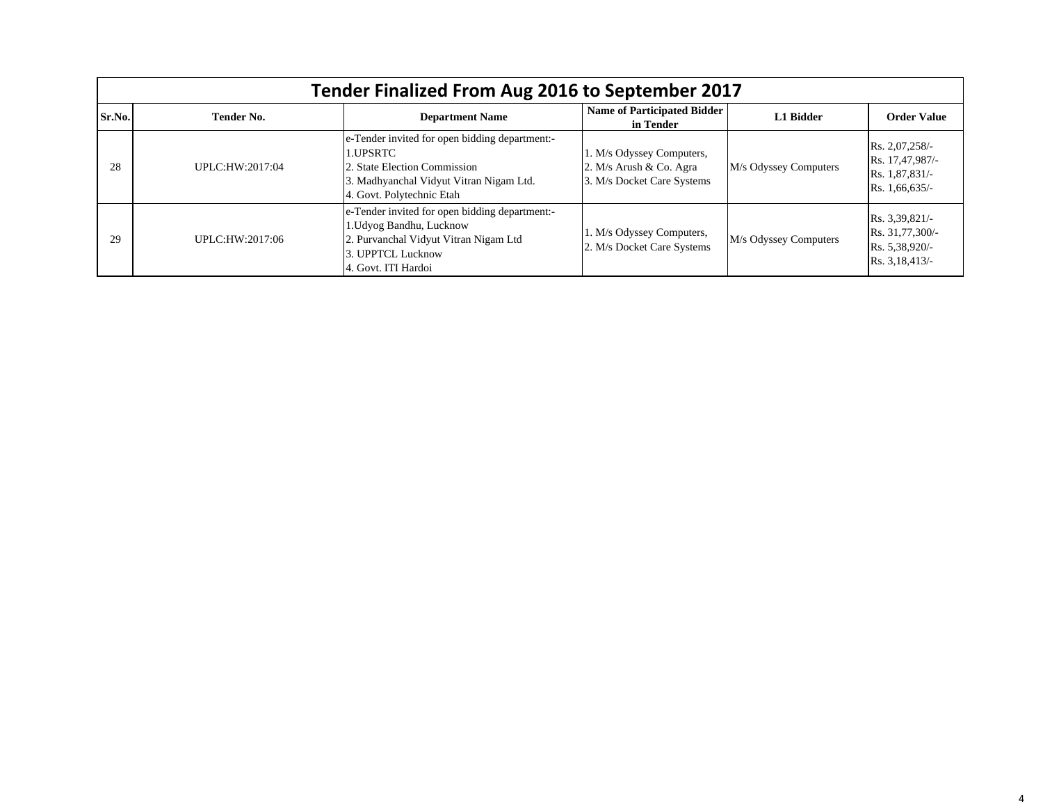| Tender Finalized From Aug 2016 to September 2017 | | | | | |
|---|---|---|---|---|---|
| **Sr.No.** | **Tender No.** | **Department Name** | **Name of Participated Bidder in Tender** | **L1 Bidder** | **Order Value** |
| 28 | UPLC:HW:2017:04 | e-Tender invited for open bidding department:-<br>1.UPSRTC<br>2. State Election Commission<br>3. Madhyanchal Vidyut Vitran Nigam Ltd.<br>4. Govt. Polytechnic Etah | 1. M/s Odyssey Computers,<br>2. M/s Arush & Co. Agra<br>3. M/s Docket Care Systems | M/s Odyssey Computers | Rs. 2,07,258/-<br>Rs. 17,47,987/-<br>Rs. 1,87,831/-<br>Rs. 1,66,635/- |
| 29 | UPLC:HW:2017:06 | e-Tender invited for open bidding department:-<br>1.Udyog Bandhu, Lucknow<br>2. Purvanchal Vidyut Vitran Nigam Ltd<br>3. UPPTCL Lucknow<br>4. Govt. ITI Hardoi | 1. M/s Odyssey Computers,<br>2. M/s Docket Care Systems | M/s Odyssey Computers | Rs. 3,39,821/-<br>Rs. 31,77,300/-<br>Rs. 5,38,920/-<br>Rs. 3,18,413/- |